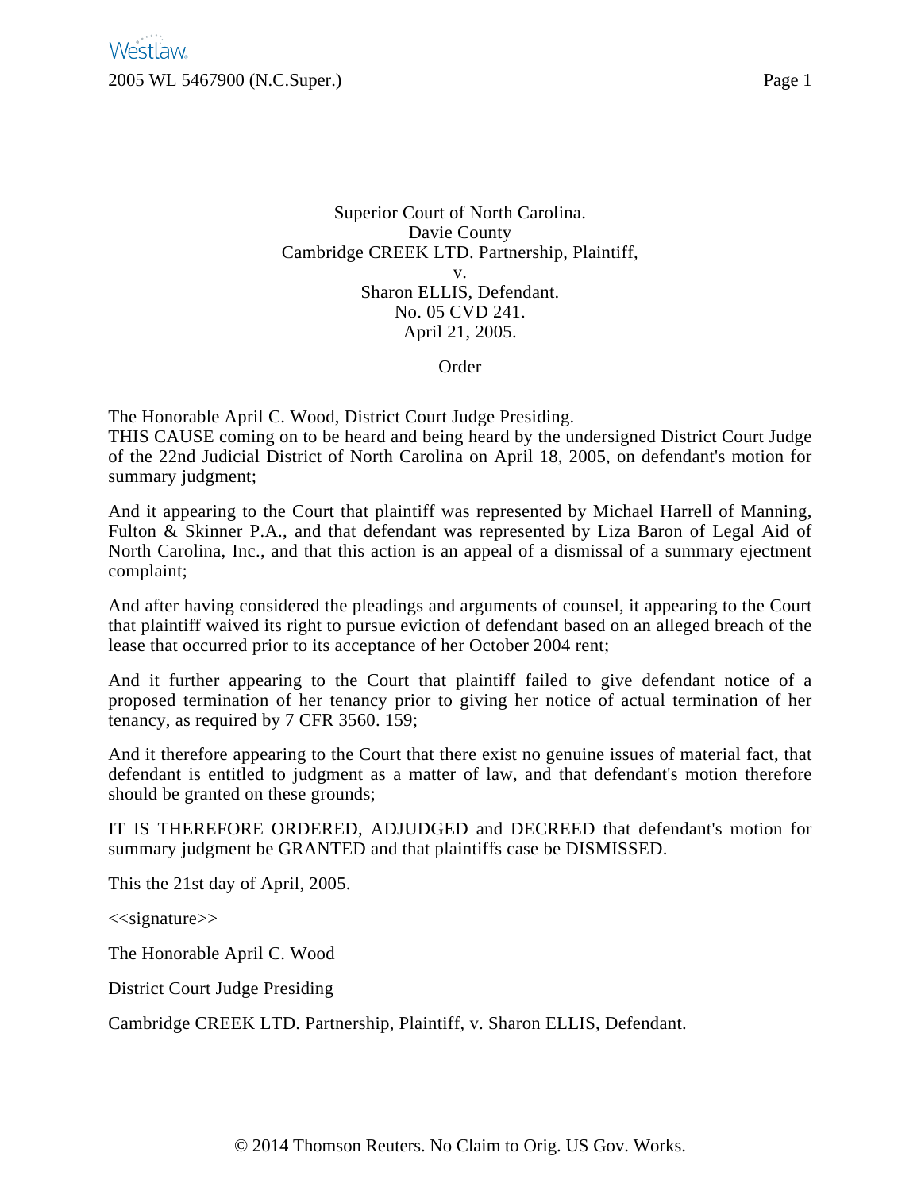Superior Court of North Carolina.
Davie County
Cambridge CREEK LTD. Partnership, Plaintiff,
v.
Sharon ELLIS, Defendant.
No. 05 CVD 241.
April 21, 2005.

Order

The Honorable April C. Wood, District Court Judge Presiding.

THIS CAUSE coming on to be heard and being heard by the undersigned District Court Judge of the 22nd Judicial District of North Carolina on April 18, 2005, on defendant's motion for summary judgment;

And it appearing to the Court that plaintiff was represented by Michael Harrell of Manning, Fulton & Skinner P.A., and that defendant was represented by Liza Baron of Legal Aid of North Carolina, Inc., and that this action is an appeal of a dismissal of a summary ejectment complaint;

And after having considered the pleadings and arguments of counsel, it appearing to the Court that plaintiff waived its right to pursue eviction of defendant based on an alleged breach of the lease that occurred prior to its acceptance of her October 2004 rent;

And it further appearing to the Court that plaintiff failed to give defendant notice of a proposed termination of her tenancy prior to giving her notice of actual termination of her tenancy, as required by 7 CFR 3560. 159;

And it therefore appearing to the Court that there exist no genuine issues of material fact, that defendant is entitled to judgment as a matter of law, and that defendant's motion therefore should be granted on these grounds;

IT IS THEREFORE ORDERED, ADJUDGED and DECREED that defendant's motion for summary judgment be GRANTED and that plaintiffs case be DISMISSED.

This the 21st day of April, 2005.

<<signature>>

The Honorable April C. Wood

District Court Judge Presiding

Cambridge CREEK LTD. Partnership, Plaintiff, v. Sharon ELLIS, Defendant.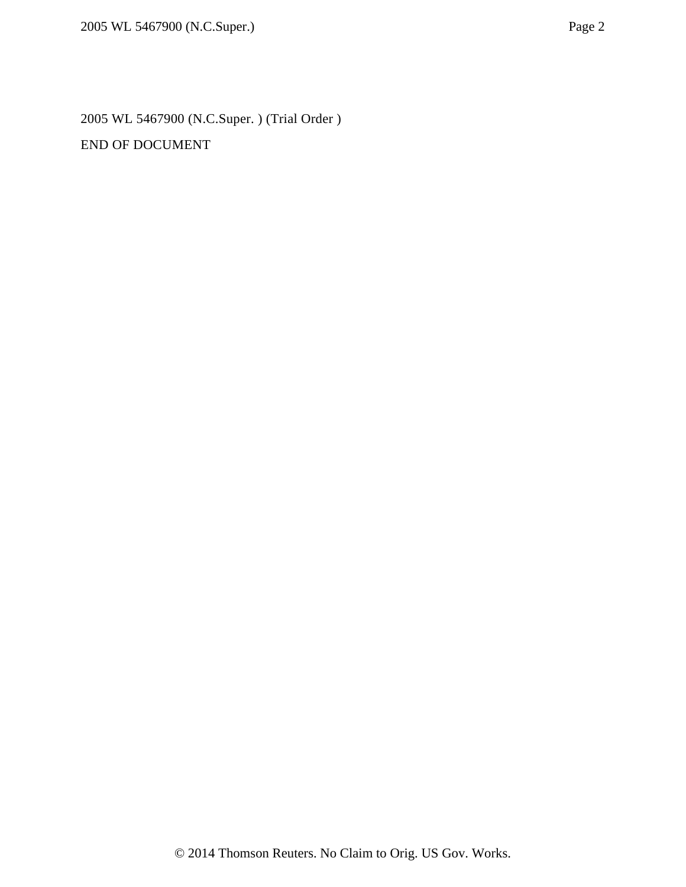2005 WL 5467900 (N.C.Super. ) (Trial Order )

END OF DOCUMENT